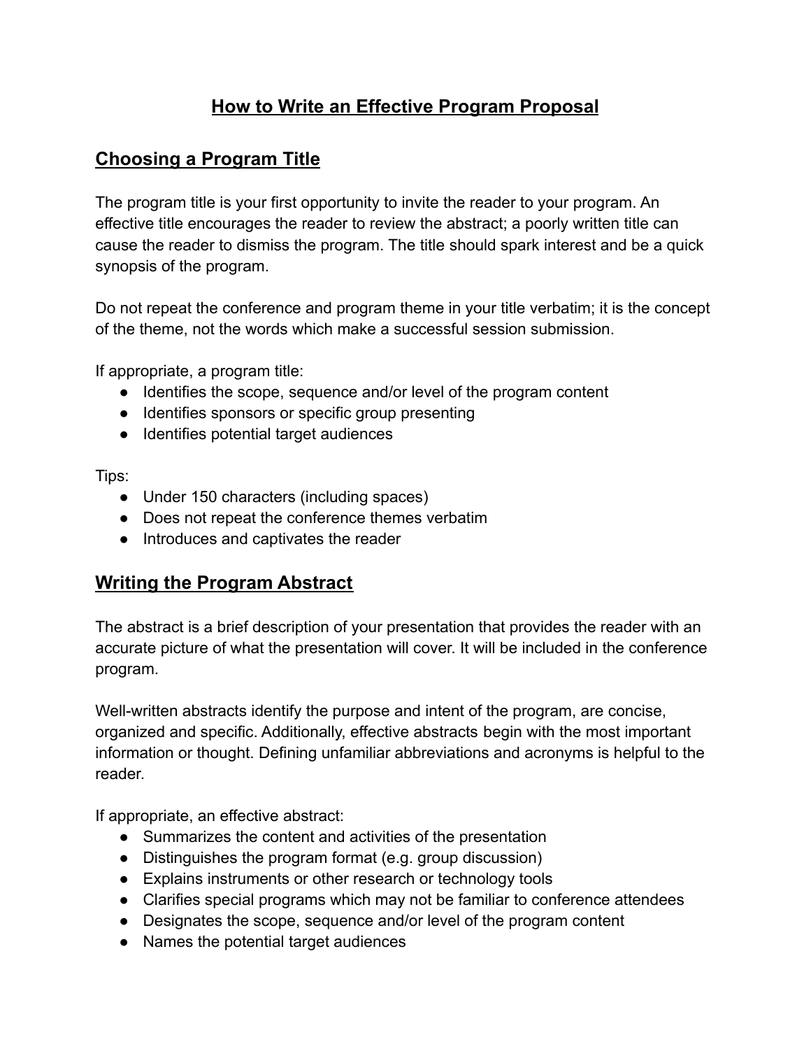# How to Write an Effective Program Proposal

## Choosing a Program Title

The program title is your first opportunity to invite the reader to your program. An effective title encourages the reader to review the abstract; a poorly written title can cause the reader to dismiss the program. The title should spark interest and be a quick synopsis of the program.

Do not repeat the conference and program theme in your title verbatim; it is the concept of the theme, not the words which make a successful session submission.

If appropriate, a program title:

- Identifies the scope, sequence and/or level of the program content
- Identifies sponsors or specific group presenting
- Identifies potential target audiences

Tips:

- Under 150 characters (including spaces)
- Does not repeat the conference themes verbatim
- Introduces and captivates the reader

## Writing the Program Abstract

The abstract is a brief description of your presentation that provides the reader with an accurate picture of what the presentation will cover. It will be included in the conference program.

Well-written abstracts identify the purpose and intent of the program, are concise, organized and specific. Additionally, effective abstracts begin with the most important information or thought. Defining unfamiliar abbreviations and acronyms is helpful to the reader.

If appropriate, an effective abstract:

- Summarizes the content and activities of the presentation
- Distinguishes the program format (e.g. group discussion)
- Explains instruments or other research or technology tools
- Clarifies special programs which may not be familiar to conference attendees
- Designates the scope, sequence and/or level of the program content
- Names the potential target audiences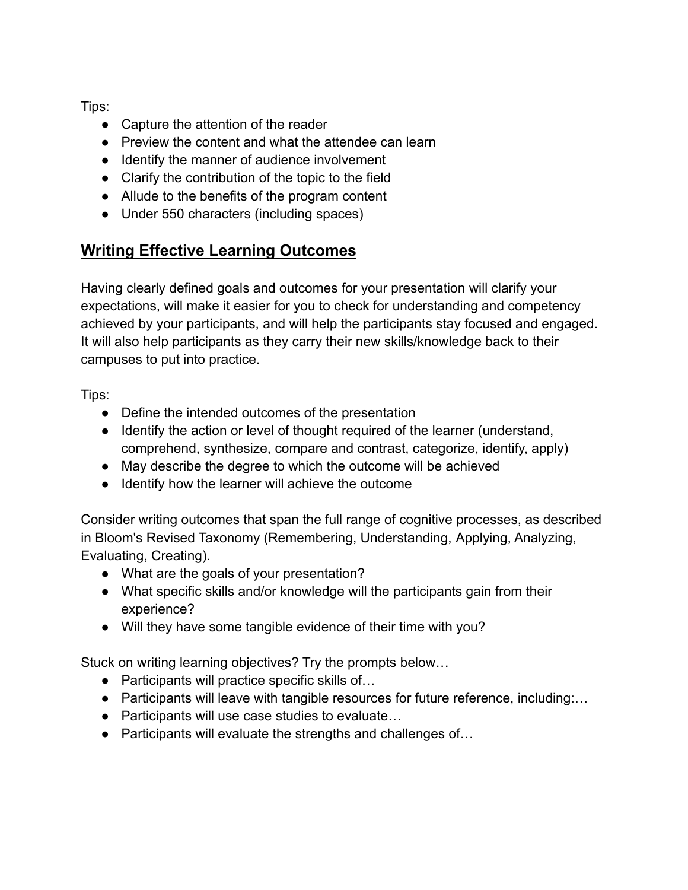Tips:

- Capture the attention of the reader
- Preview the content and what the attendee can learn
- Identify the manner of audience involvement
- Clarify the contribution of the topic to the field
- Allude to the benefits of the program content
- Under 550 characters (including spaces)

## Writing Effective Learning Outcomes

Having clearly defined goals and outcomes for your presentation will clarify your expectations, will make it easier for you to check for understanding and competency achieved by your participants, and will help the participants stay focused and engaged. It will also help participants as they carry their new skills/knowledge back to their campuses to put into practice.

Tips:

- Define the intended outcomes of the presentation
- Identify the action or level of thought required of the learner (understand, comprehend, synthesize, compare and contrast, categorize, identify, apply)
- May describe the degree to which the outcome will be achieved
- Identify how the learner will achieve the outcome

Consider writing outcomes that span the full range of cognitive processes, as described in Bloom's Revised Taxonomy (Remembering, Understanding, Applying, Analyzing, Evaluating, Creating).

- What are the goals of your presentation?
- What specific skills and/or knowledge will the participants gain from their experience?
- Will they have some tangible evidence of their time with you?

Stuck on writing learning objectives? Try the prompts below…

- Participants will practice specific skills of…
- Participants will leave with tangible resources for future reference, including:…
- Participants will use case studies to evaluate…
- Participants will evaluate the strengths and challenges of…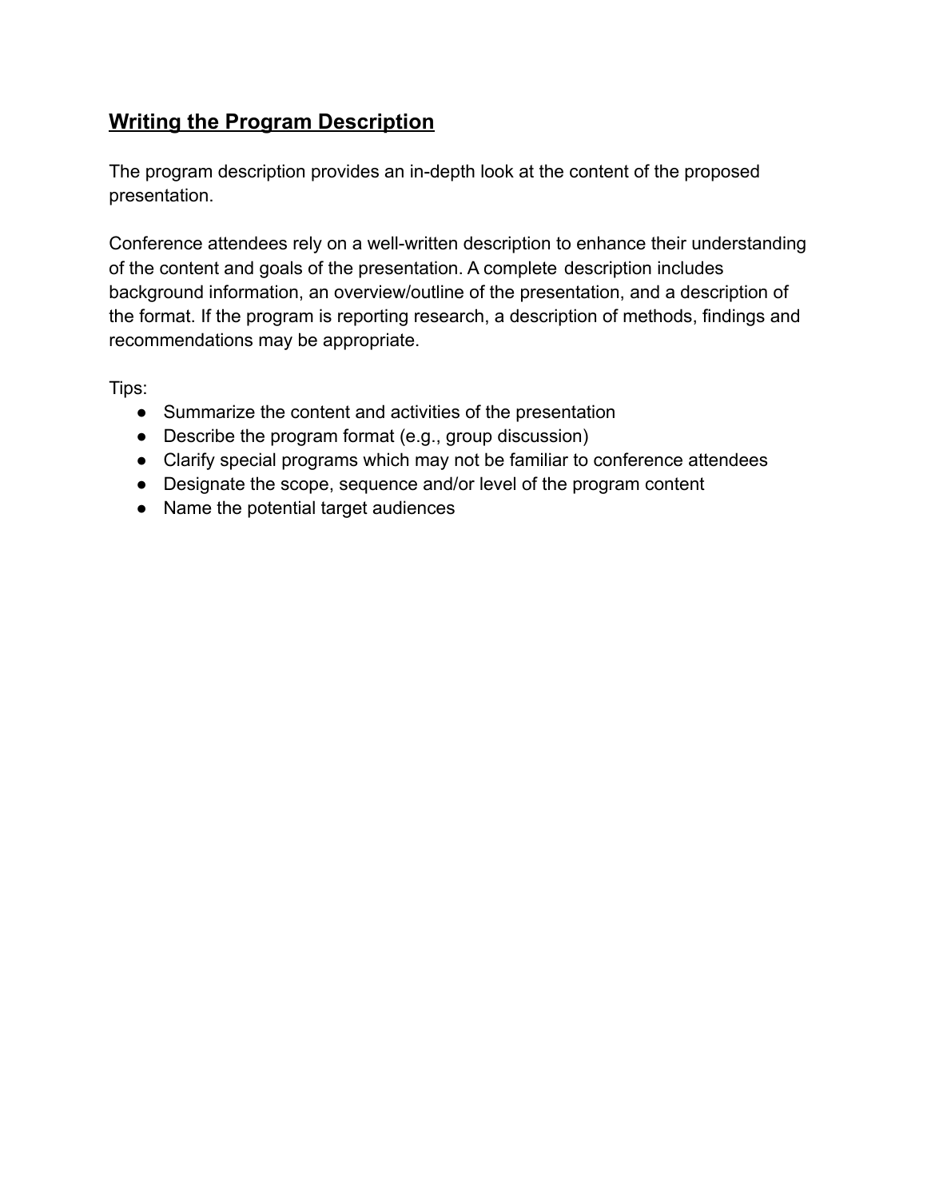## **Writing the Program Description**

The program description provides an in-depth look at the content of the proposed presentation.

Conference attendees rely on a well-written description to enhance their understanding of the content and goals of the presentation. A complete description includes background information, an overview/outline of the presentation, and a description of the format. If the program is reporting research, a description of methods, findings and recommendations may be appropriate.

Tips:

- Summarize the content and activities of the presentation
- Describe the program format (e.g., group discussion)
- Clarify special programs which may not be familiar to conference attendees
- Designate the scope, sequence and/or level of the program content
- Name the potential target audiences